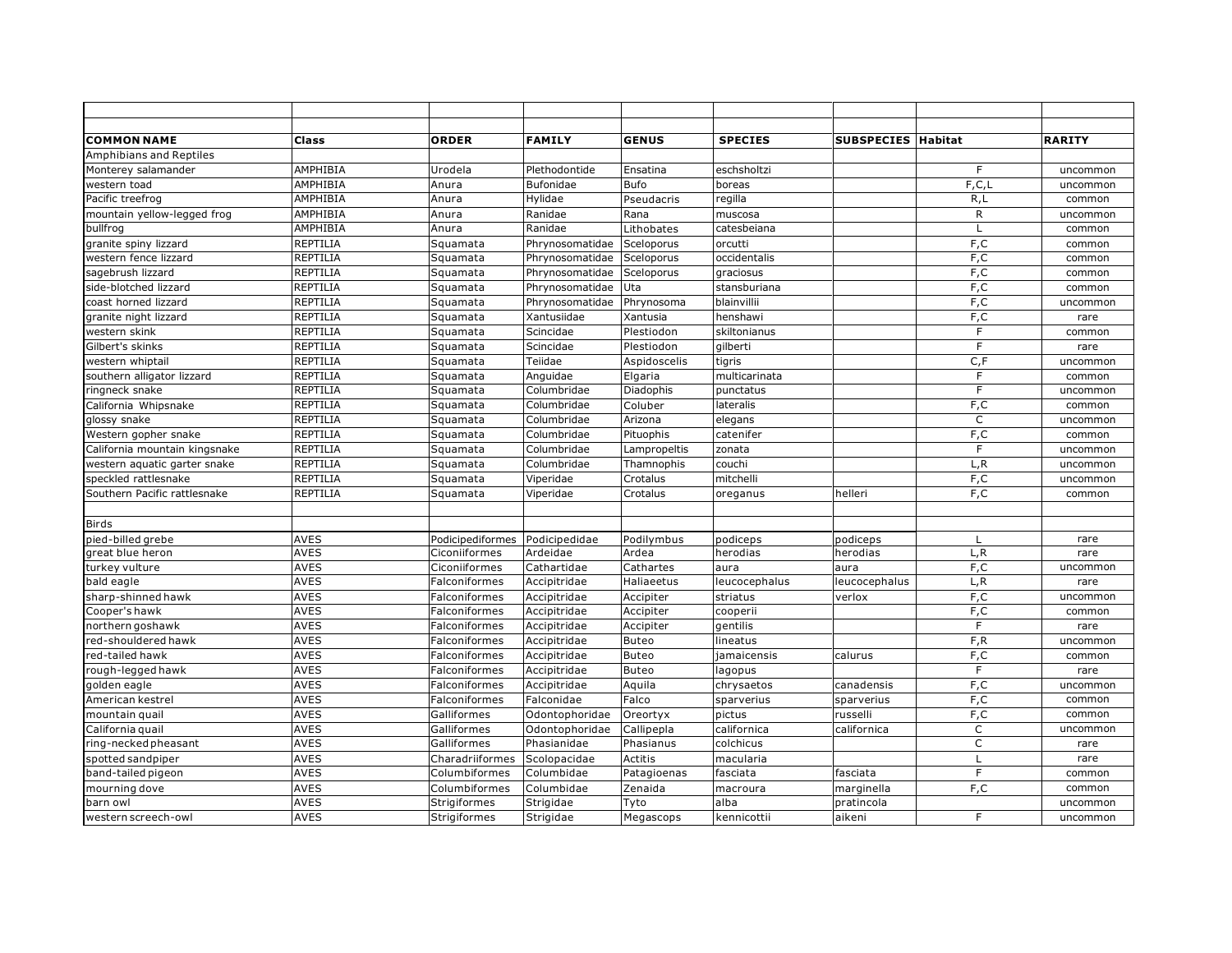| COMMON NAME | Class | ORDER | FAMILY | GENUS | SPECIES | SUBSPECIES | Habitat | RARITY |
|---|---|---|---|---|---|---|---|---|
| Amphibians and Reptiles | | | | | | | | |
| Monterey salamander | AMPHIBIA | Urodela | Plethodontide | Ensatina | eschsholtzi | | F | uncommon |
| western toad | AMPHIBIA | Anura | Bufonidae | Bufo | boreas | | F,C,L | uncommon |
| Pacific treefrog | AMPHIBIA | Anura | Hylidae | Pseudacris | regilla | | R,L | common |
| mountain yellow-legged frog | AMPHIBIA | Anura | Ranidae | Rana | muscosa | | R | uncommon |
| bullfrog | AMPHIBIA | Anura | Ranidae | Lithobates | catesbeiana | | L | common |
| granite spiny lizzard | REPTILIA | Squamata | Phrynosomatidae | Sceloporus | orcutti | | F,C | common |
| western fence lizzard | REPTILIA | Squamata | Phrynosomatidae | Sceloporus | occidentalis | | F,C | common |
| sagebrush lizzard | REPTILIA | Squamata | Phrynosomatidae | Sceloporus | graciosus | | F,C | common |
| side-blotched lizzard | REPTILIA | Squamata | Phrynosomatidae | Uta | stansburiana | | F,C | common |
| coast horned lizzard | REPTILIA | Squamata | Phrynosomatidae | Phrynosoma | blainvillii | | F,C | uncommon |
| granite night lizzard | REPTILIA | Squamata | Xantusiidae | Xantusia | henshawi | | F,C | rare |
| western skink | REPTILIA | Squamata | Scincidae | Plestiodon | skiltonianus | | F | common |
| Gilbert's skinks | REPTILIA | Squamata | Scincidae | Plestiodon | gilberti | | F | rare |
| western whiptail | REPTILIA | Squamata | Teiidae | Aspidoscelis | tigris | | C,F | uncommon |
| southern alligator lizzard | REPTILIA | Squamata | Anguidae | Elgaria | multicarinata | | F | common |
| ringneck snake | REPTILIA | Squamata | Columbridae | Diadophis | punctatus | | F | uncommon |
| California Whipsnake | REPTILIA | Squamata | Columbridae | Coluber | lateralis | | F,C | common |
| glossy snake | REPTILIA | Squamata | Columbridae | Arizona | elegans | | C | uncommon |
| Western gopher snake | REPTILIA | Squamata | Columbridae | Pituophis | catenifer | | F,C | common |
| California mountain kingsnake | REPTILIA | Squamata | Columbridae | Lampropeltis | zonata | | F | uncommon |
| western aquatic garter snake | REPTILIA | Squamata | Columbridae | Thamnophis | couchi | | L,R | uncommon |
| speckled rattlesnake | REPTILIA | Squamata | Viperidae | Crotalus | mitchelli | | F,C | uncommon |
| Southern Pacific rattlesnake | REPTILIA | Squamata | Viperidae | Crotalus | oreganus | helleri | F,C | common |
| | | | | | | | | |
| Birds | | | | | | | | |
| pied-billed grebe | AVES | Podicipediformes | Podicipedidae | Podilymbus | podiceps | podiceps | L | rare |
| great blue heron | AVES | Ciconiiformes | Ardeidae | Ardea | herodias | herodias | L,R | rare |
| turkey vulture | AVES | Ciconiiformes | Cathartidae | Cathartes | aura | aura | F,C | uncommon |
| bald eagle | AVES | Falconiformes | Accipitridae | Haliaeetus | leucocephalus | leucocephalus | L,R | rare |
| sharp-shinned hawk | AVES | Falconiformes | Accipitridae | Accipiter | striatus | verlox | F,C | uncommon |
| Cooper's hawk | AVES | Falconiformes | Accipitridae | Accipiter | cooperii | | F,C | common |
| northern goshawk | AVES | Falconiformes | Accipitridae | Accipiter | gentilis | | F | rare |
| red-shouldered hawk | AVES | Falconiformes | Accipitridae | Buteo | lineatus | | F,R | uncommon |
| red-tailed hawk | AVES | Falconiformes | Accipitridae | Buteo | jamaicensis | calurus | F,C | common |
| rough-legged hawk | AVES | Falconiformes | Accipitridae | Buteo | lagopus | | F | rare |
| golden eagle | AVES | Falconiformes | Accipitridae | Aquila | chrysaetos | canadensis | F,C | uncommon |
| American kestrel | AVES | Falconiformes | Falconidae | Falco | sparverius | sparverius | F,C | common |
| mountain quail | AVES | Galliformes | Odontophoridae | Oreortyx | pictus | russelli | F,C | common |
| California quail | AVES | Galliformes | Odontophoridae | Callipepla | californica | californica | C | uncommon |
| ring-necked pheasant | AVES | Galliformes | Phasianidae | Phasianus | colchicus | | C | rare |
| spotted sandpiper | AVES | Charadriiformes | Scolopacidae | Actitis | macularia | | L | rare |
| band-tailed pigeon | AVES | Columbiformes | Columbidae | Patagioenas | fasciata | fasciata | F | common |
| mourning dove | AVES | Columbiformes | Columbidae | Zenaida | macroura | marginella | F,C | common |
| barn owl | AVES | Strigiformes | Strigidae | Tyto | alba | pratincola | | uncommon |
| western screech-owl | AVES | Strigiformes | Strigidae | Megascops | kennicottii | aikeni | F | uncommon |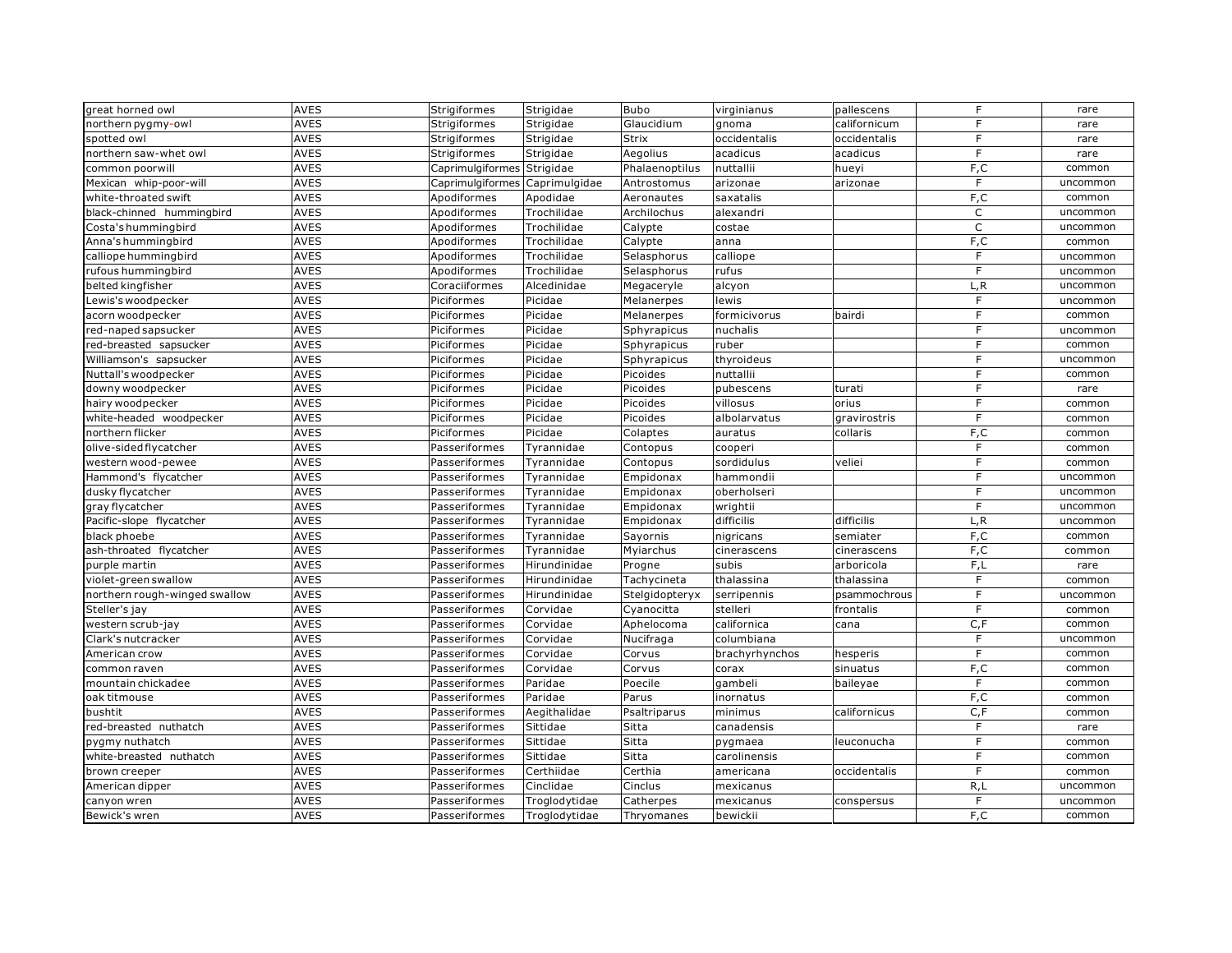| great horned owl | AVES | Strigiformes | Strigidae | Bubo | virginianus | pallescens | F | rare |
|---|---|---|---|---|---|---|---|---|
| northern pygmy-owl | AVES | Strigiformes | Strigidae | Glaucidium | gnoma | californicum | F | rare |
| spotted owl | AVES | Strigiformes | Strigidae | Strix | occidentalis | occidentalis | F | rare |
| northern saw-whet owl | AVES | Strigiformes | Strigidae | Aegolius | acadicus | acadicus | F | rare |
| common poorwill | AVES | Caprimulgiformes | Strigidae | Phalaenoptilus | nuttallii | hueyi | F,C | common |
| Mexican whip-poor-will | AVES | Caprimulgiformes | Caprimulgidae | Antrostomus | arizonae | arizonae | F | uncommon |
| white-throated swift | AVES | Apodiformes | Apodidae | Aeronautes | saxatalis | | F,C | common |
| black-chinned hummingbird | AVES | Apodiformes | Trochilidae | Archilochus | alexandri | | C | uncommon |
| Costa's hummingbird | AVES | Apodiformes | Trochilidae | Calypte | costae | | C | uncommon |
| Anna's hummingbird | AVES | Apodiformes | Trochilidae | Calypte | anna | | F,C | common |
| calliope hummingbird | AVES | Apodiformes | Trochilidae | Selasphorus | calliope | | F | uncommon |
| rufous hummingbird | AVES | Apodiformes | Trochilidae | Selasphorus | rufus | | F | uncommon |
| belted kingfisher | AVES | Coraciiformes | Alcedinidae | Megaceryle | alcyon | | L,R | uncommon |
| Lewis's woodpecker | AVES | Piciformes | Picidae | Melanerpes | lewis | | F | uncommon |
| acorn woodpecker | AVES | Piciformes | Picidae | Melanerpes | formicivorus | bairdi | F | common |
| red-naped sapsucker | AVES | Piciformes | Picidae | Sphyrapicus | nuchalis | | F | uncommon |
| red-breasted sapsucker | AVES | Piciformes | Picidae | Sphyrapicus | ruber | | F | common |
| Williamson's sapsucker | AVES | Piciformes | Picidae | Sphyrapicus | thyroideus | | F | uncommon |
| Nuttall's woodpecker | AVES | Piciformes | Picidae | Picoides | nuttallii | | F | common |
| downy woodpecker | AVES | Piciformes | Picidae | Picoides | pubescens | turati | F | rare |
| hairy woodpecker | AVES | Piciformes | Picidae | Picoides | villosus | orius | F | common |
| white-headed woodpecker | AVES | Piciformes | Picidae | Picoides | albolarvatus | gravirostris | F | common |
| northern flicker | AVES | Piciformes | Picidae | Colaptes | auratus | collaris | F,C | common |
| olive-sided flycatcher | AVES | Passeriformes | Tyrannidae | Contopus | cooperi | | F | common |
| western wood-pewee | AVES | Passeriformes | Tyrannidae | Contopus | sordidulus | veliei | F | common |
| Hammond's flycatcher | AVES | Passeriformes | Tyrannidae | Empidonax | hammondii | | F | uncommon |
| dusky flycatcher | AVES | Passeriformes | Tyrannidae | Empidonax | oberholseri | | F | uncommon |
| gray flycatcher | AVES | Passeriformes | Tyrannidae | Empidonax | wrightii | | F | uncommon |
| Pacific-slope flycatcher | AVES | Passeriformes | Tyrannidae | Empidonax | difficilis | difficilis | L,R | uncommon |
| black phoebe | AVES | Passeriformes | Tyrannidae | Sayornis | nigricans | semiater | F,C | common |
| ash-throated flycatcher | AVES | Passeriformes | Tyrannidae | Myiarchus | cinerascens | cinerascens | F,C | common |
| purple martin | AVES | Passeriformes | Hirundinidae | Progne | subis | arboricola | F,L | rare |
| violet-green swallow | AVES | Passeriformes | Hirundinidae | Tachycineta | thalassina | thalassina | F | common |
| northern rough-winged swallow | AVES | Passeriformes | Hirundinidae | Stelgidopteryx | serripennis | psammochrous | F | uncommon |
| Steller's jay | AVES | Passeriformes | Corvidae | Cyanocitta | stelleri | frontalis | F | common |
| western scrub-jay | AVES | Passeriformes | Corvidae | Aphelocoma | californica | cana | C,F | common |
| Clark's nutcracker | AVES | Passeriformes | Corvidae | Nucifraga | columbiana | | F | uncommon |
| American crow | AVES | Passeriformes | Corvidae | Corvus | brachyrhynchos | hesperis | F | common |
| common raven | AVES | Passeriformes | Corvidae | Corvus | corax | sinuatus | F,C | common |
| mountain chickadee | AVES | Passeriformes | Paridae | Poecile | gambeli | baileyae | F | common |
| oak titmouse | AVES | Passeriformes | Paridae | Parus | inornatus | | F,C | common |
| bushtit | AVES | Passeriformes | Aegithalidae | Psaltriparus | minimus | californicus | C,F | common |
| red-breasted nuthatch | AVES | Passeriformes | Sittidae | Sitta | canadensis | | F | rare |
| pygmy nuthatch | AVES | Passeriformes | Sittidae | Sitta | pygmaea | leuconucha | F | common |
| white-breasted nuthatch | AVES | Passeriformes | Sittidae | Sitta | carolinensis | | F | common |
| brown creeper | AVES | Passeriformes | Certhiidae | Certhia | americana | occidentalis | F | common |
| American dipper | AVES | Passeriformes | Cinclidae | Cinclus | mexicanus | | R,L | uncommon |
| canyon wren | AVES | Passeriformes | Troglodytidae | Catherpes | mexicanus | conspersus | F | uncommon |
| Bewick's wren | AVES | Passeriformes | Troglodytidae | Thryomanes | bewickii | | F,C | common |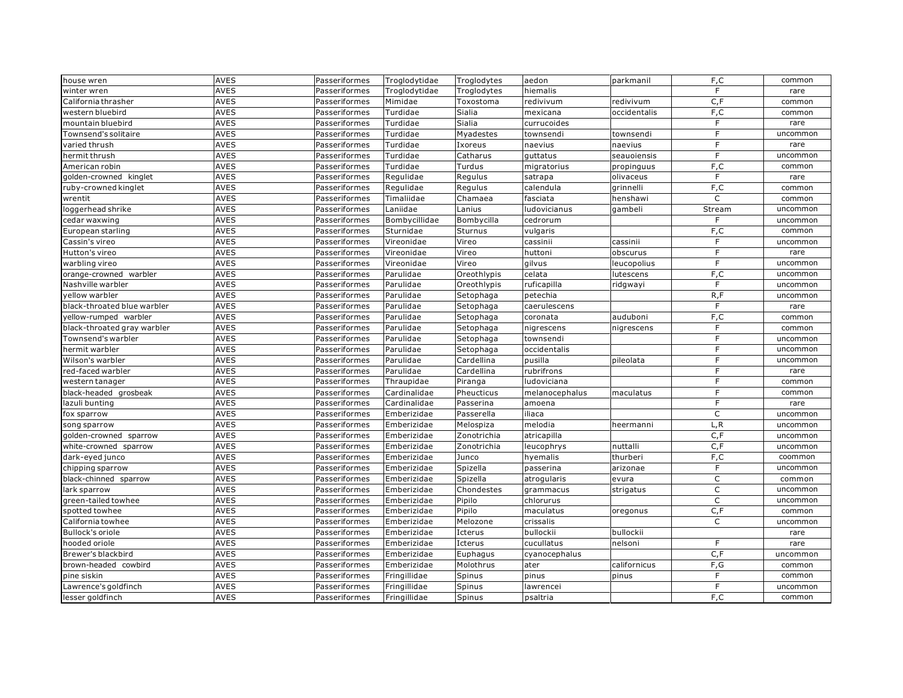| | | | | | | | | |
|---|---|---|---|---|---|---|---|---|
| house wren | AVES | Passeriformes | Troglodytidae | Troglodytes | aedon | parkmanil | F,C | common |
| winter wren | AVES | Passeriformes | Troglodytidae | Troglodytes | hiemalis | | F | rare |
| California thrasher | AVES | Passeriformes | Mimidae | Toxostoma | redivivum | redivivum | C,F | common |
| western bluebird | AVES | Passeriformes | Turdidae | Sialia | mexicana | occidentalis | F,C | common |
| mountain bluebird | AVES | Passeriformes | Turdidae | Sialia | currucoides | | F | rare |
| Townsend's solitaire | AVES | Passeriformes | Turdidae | Myadestes | townsendi | townsendi | F | uncommon |
| varied thrush | AVES | Passeriformes | Turdidae | Ixoreus | naevius | naevius | F | rare |
| hermit thrush | AVES | Passeriformes | Turdidae | Catharus | guttatus | seauoiensis | F | uncommon |
| American robin | AVES | Passeriformes | Turdidae | Turdus | migratorius | propinguus | F,C | common |
| golden-crowned kinglet | AVES | Passeriformes | Regulidae | Regulus | satrapa | olivaceus | F | rare |
| ruby-crowned kinglet | AVES | Passeriformes | Regulidae | Regulus | calendula | grinnelli | F,C | common |
| wrentit | AVES | Passeriformes | Timaliidae | Chamaea | fasciata | henshawi | C | common |
| loggerhead shrike | AVES | Passeriformes | Laniidae | Lanius | ludovicianus | gambeli | Stream | uncommon |
| cedar waxwing | AVES | Passeriformes | Bombycillidae | Bombycilla | cedrorum | | F | uncommon |
| European starling | AVES | Passeriformes | Sturnidae | Sturnus | vulgaris | | F,C | common |
| Cassin's vireo | AVES | Passeriformes | Vireonidae | Vireo | cassinii | cassinii | F | uncommon |
| Hutton's vireo | AVES | Passeriformes | Vireonidae | Vireo | huttoni | obscurus | F | rare |
| warbling vireo | AVES | Passeriformes | Vireonidae | Vireo | gilvus | leucopolius | F | uncommon |
| orange-crowned warbler | AVES | Passeriformes | Parulidae | Oreothlypis | celata | lutescens | F,C | uncommon |
| Nashville warbler | AVES | Passeriformes | Parulidae | Oreothlypis | ruficapilla | ridgwayi | F | uncommon |
| yellow warbler | AVES | Passeriformes | Parulidae | Setophaga | petechia | | R,F | uncommon |
| black-throated blue warbler | AVES | Passeriformes | Parulidae | Setophaga | caerulescens | | F | rare |
| yellow-rumped warbler | AVES | Passeriformes | Parulidae | Setophaga | coronata | auduboni | F,C | common |
| black-throated gray warbler | AVES | Passeriformes | Parulidae | Setophaga | nigrescens | nigrescens | F | common |
| Townsend's warbler | AVES | Passeriformes | Parulidae | Setophaga | townsendi | | F | uncommon |
| hermit warbler | AVES | Passeriformes | Parulidae | Setophaga | occidentalis | | F | uncommon |
| Wilson's warbler | AVES | Passeriformes | Parulidae | Cardellina | pusilla | pileolata | F | uncommon |
| red-faced warbler | AVES | Passeriformes | Parulidae | Cardellina | rubrifrons | | F | rare |
| western tanager | AVES | Passeriformes | Thraupidae | Piranga | ludoviciana | | F | common |
| black-headed grosbeak | AVES | Passeriformes | Cardinalidae | Pheucticus | melanocephalus | maculatus | F | common |
| lazuli bunting | AVES | Passeriformes | Cardinalidae | Passerina | amoena | | F | rare |
| fox sparrow | AVES | Passeriformes | Emberizidae | Passerella | iliaca | | C | uncommon |
| song sparrow | AVES | Passeriformes | Emberizidae | Melospiza | melodia | heermanni | L,R | uncommon |
| golden-crowned sparrow | AVES | Passeriformes | Emberizidae | Zonotrichia | atricapilla | | C,F | uncommon |
| white-crowned sparrow | AVES | Passeriformes | Emberizidae | Zonotrichia | leucophrys | nuttalli | C,F | uncommon |
| dark-eyed junco | AVES | Passeriformes | Emberizidae | Junco | hyemalis | thurberi | F,C | coommon |
| chipping sparrow | AVES | Passeriformes | Emberizidae | Spizella | passerina | arizonae | F | uncommon |
| black-chinned sparrow | AVES | Passeriformes | Emberizidae | Spizella | atrogularis | evura | C | common |
| lark sparrow | AVES | Passeriformes | Emberizidae | Chondestes | grammacus | strigatus | C | uncommon |
| green-tailed towhee | AVES | Passeriformes | Emberizidae | Pipilo | chlorurus | | C | uncommon |
| spotted towhee | AVES | Passeriformes | Emberizidae | Pipilo | maculatus | oregonus | C,F | common |
| California towhee | AVES | Passeriformes | Emberizidae | Melozone | crissalis | | C | uncommon |
| Bullock's oriole | AVES | Passeriformes | Emberizidae | Icterus | bullockii | bullockii | | rare |
| hooded oriole | AVES | Passeriformes | Emberizidae | Icterus | cucullatus | nelsoni | F | rare |
| Brewer's blackbird | AVES | Passeriformes | Emberizidae | Euphagus | cyanocephalus | | C,F | uncommon |
| brown-headed cowbird | AVES | Passeriformes | Emberizidae | Molothrus | ater | californicus | F,G | common |
| pine siskin | AVES | Passeriformes | Fringillidae | Spinus | pinus | pinus | F | common |
| Lawrence's goldfinch | AVES | Passeriformes | Fringillidae | Spinus | lawrencei | | F | uncommon |
| lesser goldfinch | AVES | Passeriformes | Fringillidae | Spinus | psaltria | | F,C | common |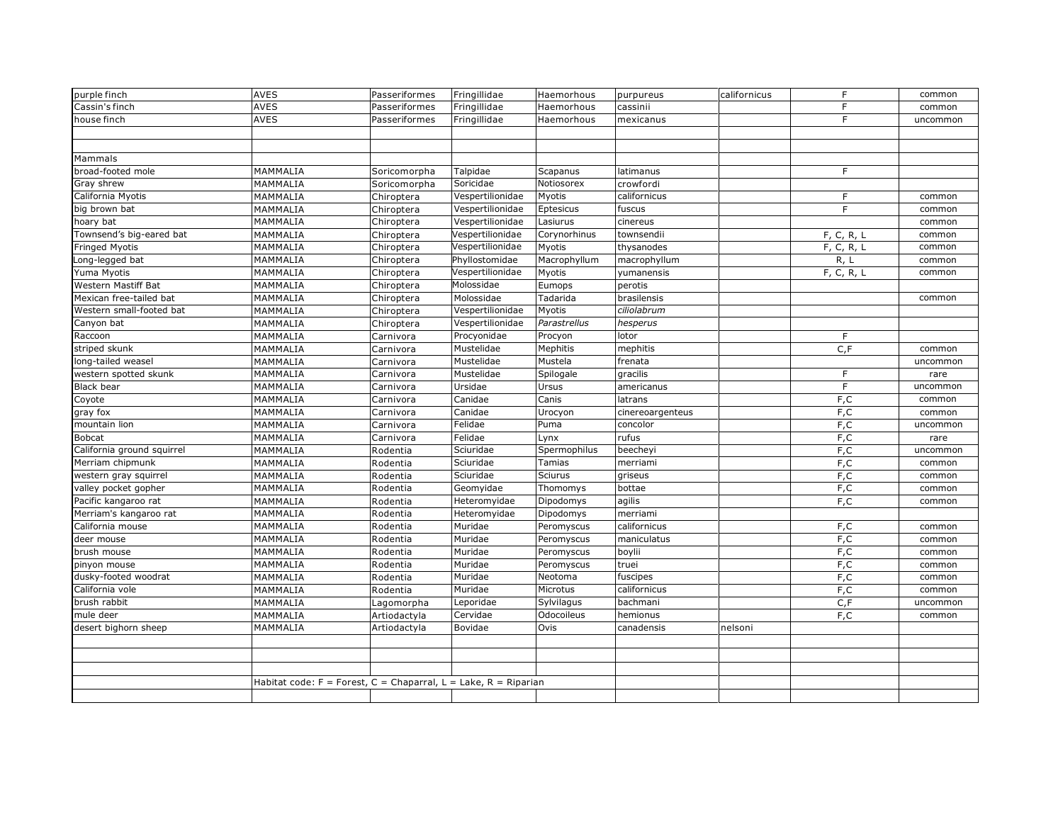| | | | | | | | | |
|---|---|---|---|---|---|---|---|---|
| purple finch | AVES | Passeriformes | Fringillidae | Haemorhous | purpureus | californicus | F | common |
| Cassin's finch | AVES | Passeriformes | Fringillidae | Haemorhous | cassinii | | F | common |
| house finch | AVES | Passeriformes | Fringillidae | Haemorhous | mexicanus | | F | uncommon |
| | | | | | | | | |
| | | | | | | | | |
| Mammals | | | | | | | | |
| broad-footed mole | MAMMALIA | Soricomorpha | Talpidae | Scapanus | latimanus | | F | |
| Gray shrew | MAMMALIA | Soricomorpha | Soricidae | Notiosorex | crowfordi | | | |
| California Myotis | MAMMALIA | Chiroptera | Vespertilionidae | Myotis | californicus | | F | common |
| big brown bat | MAMMALIA | Chiroptera | Vespertilionidae | Eptesicus | fuscus | | F | common |
| hoary bat | MAMMALIA | Chiroptera | Vespertilionidae | Lasiurus | cinereus | | | common |
| Townsend's big-eared bat | MAMMALIA | Chiroptera | Vespertilionidae | Corynorhinus | townsendii | | F, C, R, L | common |
| Fringed Myotis | MAMMALIA | Chiroptera | Vespertilionidae | Myotis | thysanodes | | F, C, R, L | common |
| Long-legged bat | MAMMALIA | Chiroptera | Phyllostomidae | Macrophyllum | macrophyllum | | R, L | common |
| Yuma Myotis | MAMMALIA | Chiroptera | Vespertilionidae | Myotis | yumanensis | | F, C, R, L | common |
| Western Mastiff Bat | MAMMALIA | Chiroptera | Molossidae | Eumops | perotis | | | |
| Mexican free-tailed bat | MAMMALIA | Chiroptera | Molossidae | Tadarida | brasilensis | | | common |
| Western small-footed bat | MAMMALIA | Chiroptera | Vespertilionidae | Myotis | *ciliolabrum* | | | |
| Canyon bat | MAMMALIA | Chiroptera | Vespertilionidae | *Parastrellus* | *hesperus* | | | |
| Raccoon | MAMMALIA | Carnivora | Procyonidae | Procyon | lotor | | F | |
| striped skunk | MAMMALIA | Carnivora | Mustelidae | Mephitis | mephitis | | C,F | common |
| long-tailed weasel | MAMMALIA | Carnivora | Mustelidae | Mustela | frenata | | | uncommon |
| western spotted skunk | MAMMALIA | Carnivora | Mustelidae | Spilogale | gracilis | | F | rare |
| Black bear | MAMMALIA | Carnivora | Ursidae | Ursus | americanus | | F | uncommon |
| Coyote | MAMMALIA | Carnivora | Canidae | Canis | latrans | | F,C | common |
| gray fox | MAMMALIA | Carnivora | Canidae | Urocyon | cinereoargenteus | | F,C | common |
| mountain lion | MAMMALIA | Carnivora | Felidae | Puma | concolor | | F,C | uncommon |
| Bobcat | MAMMALIA | Carnivora | Felidae | Lynx | rufus | | F,C | rare |
| California ground squirrel | MAMMALIA | Rodentia | Sciuridae | Spermophilus | beecheyi | | F,C | uncommon |
| Merriam chipmunk | MAMMALIA | Rodentia | Sciuridae | Tamias | merriami | | F,C | common |
| western gray squirrel | MAMMALIA | Rodentia | Sciuridae | Sciurus | griseus | | F,C | common |
| valley pocket gopher | MAMMALIA | Rodentia | Geomyidae | Thomomys | bottae | | F,C | common |
| Pacific kangaroo rat | MAMMALIA | Rodentia | Heteromyidae | Dipodomys | agilis | | F,C | common |
| Merriam's kangaroo rat | MAMMALIA | Rodentia | Heteromyidae | Dipodomys | merriami | | | |
| California mouse | MAMMALIA | Rodentia | Muridae | Peromyscus | californicus | | F,C | common |
| deer mouse | MAMMALIA | Rodentia | Muridae | Peromyscus | maniculatus | | F,C | common |
| brush mouse | MAMMALIA | Rodentia | Muridae | Peromyscus | boylii | | F,C | common |
| pinyon mouse | MAMMALIA | Rodentia | Muridae | Peromyscus | truei | | F,C | common |
| dusky-footed woodrat | MAMMALIA | Rodentia | Muridae | Neotoma | fuscipes | | F,C | common |
| California vole | MAMMALIA | Rodentia | Muridae | Microtus | californicus | | F,C | common |
| brush rabbit | MAMMALIA | Lagomorpha | Leporidae | Sylvilagus | bachmani | | C,F | uncommon |
| mule deer | MAMMALIA | Artiodactyla | Cervidae | Odocoileus | hemionus | | F,C | common |
| desert bighorn sheep | MAMMALIA | Artiodactyla | Bovidae | Ovis | canadensis | nelsoni | | |
| | | | | | | | | |
| | | | | | | | | |
| | | | | | | | | |
| | Habitat code: F = Forest, C = Chaparral, L = Lake, R = Riparian | | | | | | | |
| | | | | | | | | |